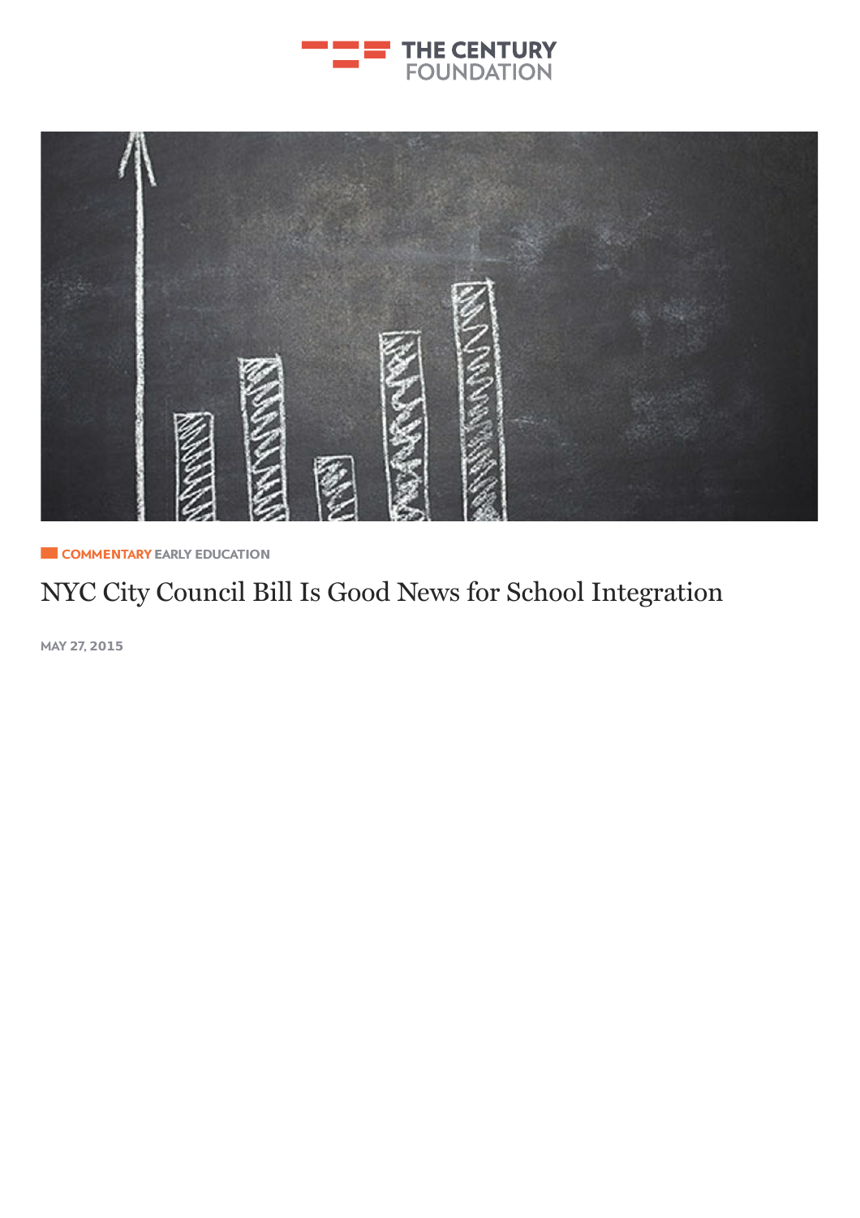THE CENTURY FOUNDATION

COMMENTARY EARLY EDUCATION

# NYC City Council Bill Is Good News for School Integration

MAY 27, 2015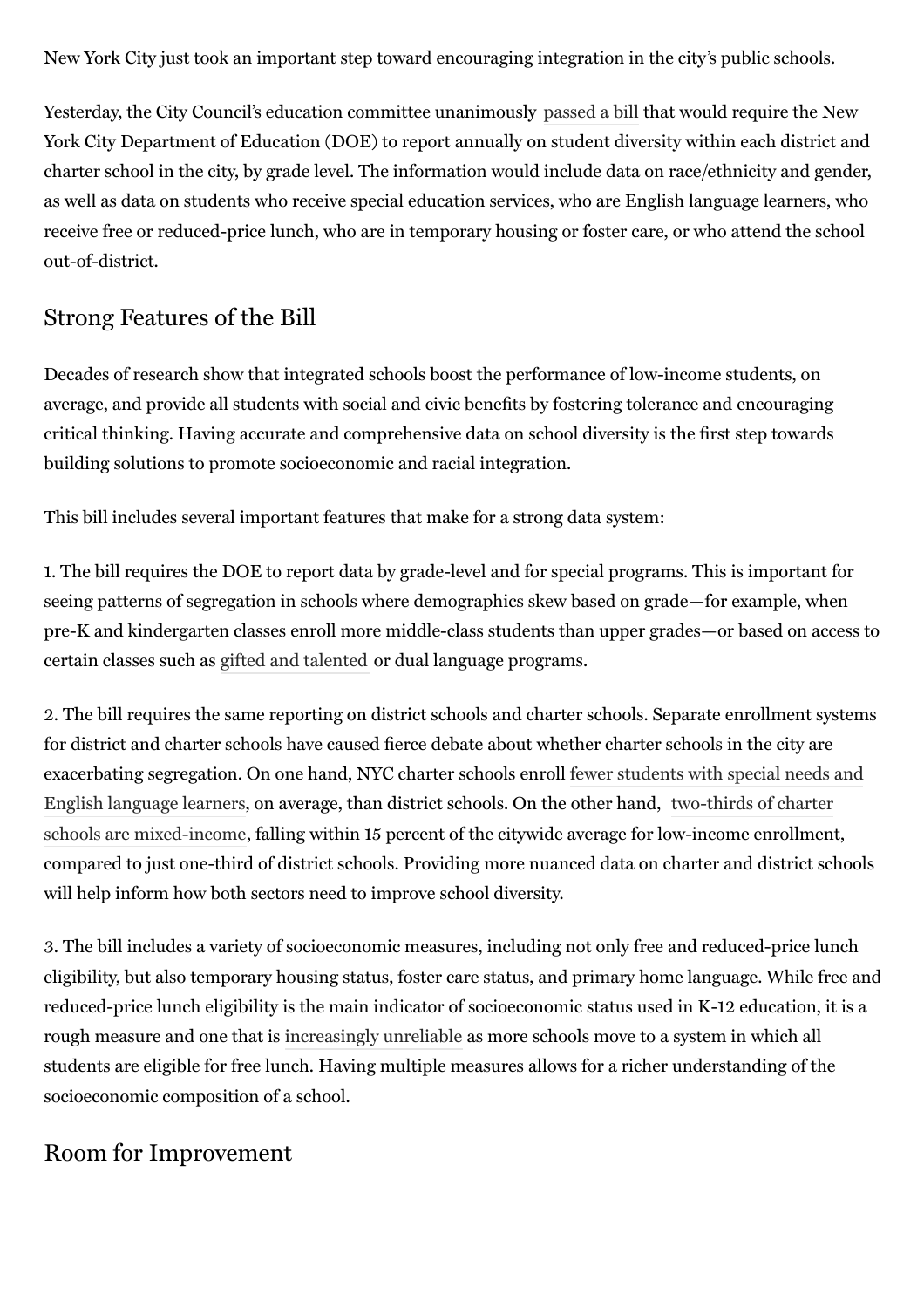New York City just took an important step toward encouraging integration in the city's public schools.

Yesterday, the City Council's education committee unanimously passed a bill that would require the New York City Department of Education (DOE) to report annually on student diversity within each district and charter school in the city, by grade level. The information would include data on race/ethnicity and gender, as well as data on students who receive special education services, who are English language learners, who receive free or reduced-price lunch, who are in temporary housing or foster care, or who attend the school out-of-district.

## Strong Features of the Bill

Decades of research show that integrated schools boost the performance of low-income students, on average, and provide all students with social and civic benefits by fostering tolerance and encouraging critical thinking. Having accurate and comprehensive data on school diversity is the first step towards building solutions to promote socioeconomic and racial integration.

This bill includes several important features that make for a strong data system:

1. The bill requires the DOE to report data by grade-level and for special programs. This is important for seeing patterns of segregation in schools where demographics skew based on grade—for example, when pre-K and kindergarten classes enroll more middle-class students than upper grades—or based on access to certain classes such as gifted and talented or dual language programs.

2. The bill requires the same reporting on district schools and charter schools. Separate enrollment systems for district and charter schools have caused fierce debate about whether charter schools in the city are exacerbating segregation. On one hand, NYC charter schools enroll fewer students with special needs and English language learners, on average, than district schools. On the other hand, two-thirds of charter schools are mixed-income, falling within 15 percent of the citywide average for low-income enrollment, compared to just one-third of district schools. Providing more nuanced data on charter and district schools will help inform how both sectors need to improve school diversity.

3. The bill includes a variety of socioeconomic measures, including not only free and reduced-price lunch eligibility, but also temporary housing status, foster care status, and primary home language. While free and reduced-price lunch eligibility is the main indicator of socioeconomic status used in K-12 education, it is a rough measure and one that is increasingly unreliable as more schools move to a system in which all students are eligible for free lunch. Having multiple measures allows for a richer understanding of the socioeconomic composition of a school.

## Room for Improvement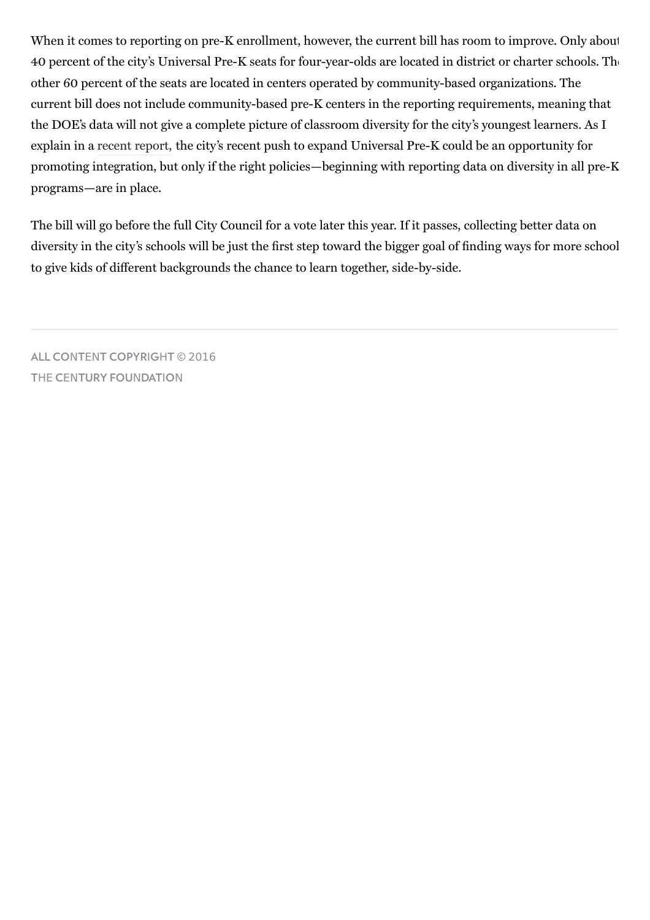When it comes to reporting on pre-K enrollment, however, the current bill has room to improve. Only about 40 percent of the city's Universal Pre-K seats for four-year-olds are located in district or charter schools. The other 60 percent of the seats are located in centers operated by community-based organizations. The current bill does not include community-based pre-K centers in the reporting requirements, meaning that the DOE's data will not give a complete picture of classroom diversity for the city's youngest learners. As I explain in a recent report, the city's recent push to expand Universal Pre-K could be an opportunity for promoting integration, but only if the right policies—beginning with reporting data on diversity in all pre-K programs—are in place.

The bill will go before the full City Council for a vote later this year. If it passes, collecting better data on diversity in the city's schools will be just the first step toward the bigger goal of finding ways for more schools to give kids of different backgrounds the chance to learn together, side-by-side.

---

ALL CONTENT COPYRIGHT © 2016
THE CENTURY FOUNDATION